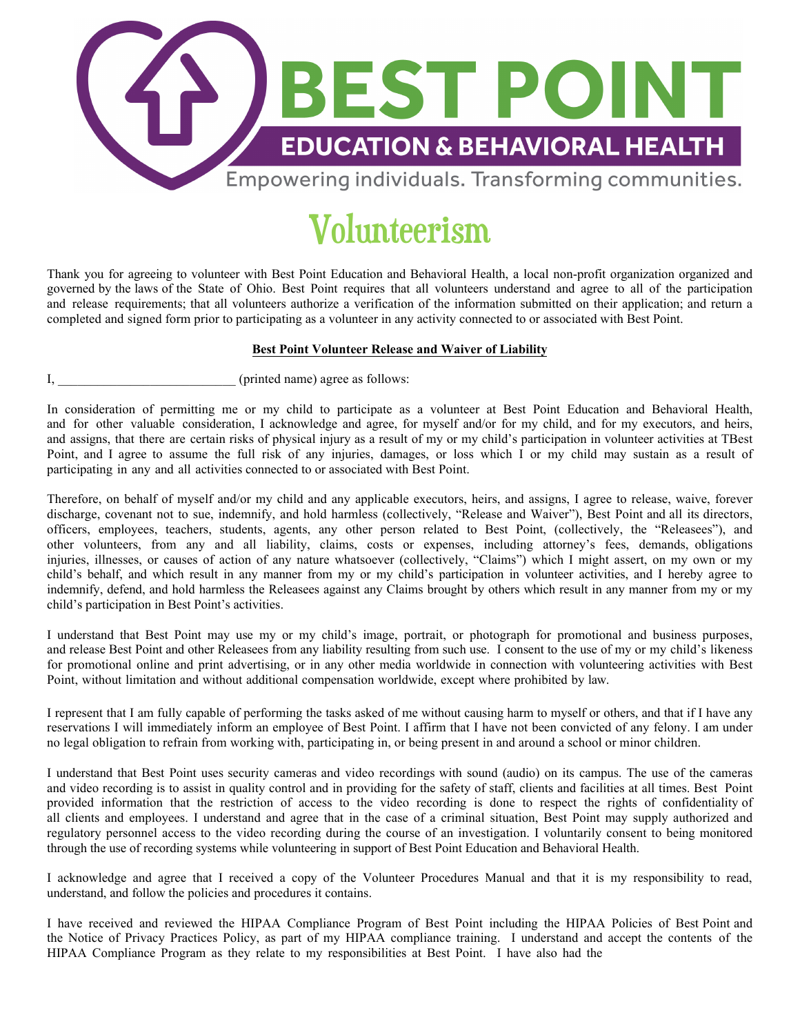# BEST POINT

## EDUCATION & BEHAVIORAL HEALTH

Empowering individuals. Transforming communities.

# Volunteerism

Thank you for agreeing to volunteer with Best Point Education and Behavioral Health, a local non-profit organization organized and governed by the laws of the State of Ohio. Best Point requires that all volunteers understand and agree to all of the participation and release requirements; that all volunteers authorize a verification of the information submitted on their application; and return a completed and signed form prior to participating as a volunteer in any activity connected to or associated with Best Point.

**Best Point Volunteer Release and Waiver of Liability**

I, ___________________________ (printed name) agree as follows:

In consideration of permitting me or my child to participate as a volunteer at Best Point Education and Behavioral Health, and for other valuable consideration, I acknowledge and agree, for myself and/or for my child, and for my executors, and heirs, and assigns, that there are certain risks of physical injury as a result of my or my child's participation in volunteer activities at TBest Point, and I agree to assume the full risk of any injuries, damages, or loss which I or my child may sustain as a result of participating in any and all activities connected to or associated with Best Point.

Therefore, on behalf of myself and/or my child and any applicable executors, heirs, and assigns, I agree to release, waive, forever discharge, covenant not to sue, indemnify, and hold harmless (collectively, "Release and Waiver"), Best Point and all its directors, officers, employees, teachers, students, agents, any other person related to Best Point, (collectively, the "Releasees"), and other volunteers, from any and all liability, claims, costs or expenses, including attorney's fees, demands, obligations injuries, illnesses, or causes of action of any nature whatsoever (collectively, "Claims") which I might assert, on my own or my child's behalf, and which result in any manner from my or my child's participation in volunteer activities, and I hereby agree to indemnify, defend, and hold harmless the Releasees against any Claims brought by others which result in any manner from my or my child's participation in Best Point's activities.

I understand that Best Point may use my or my child's image, portrait, or photograph for promotional and business purposes, and release Best Point and other Releasees from any liability resulting from such use. I consent to the use of my or my child's likeness for promotional online and print advertising, or in any other media worldwide in connection with volunteering activities with Best Point, without limitation and without additional compensation worldwide, except where prohibited by law.

I represent that I am fully capable of performing the tasks asked of me without causing harm to myself or others, and that if I have any reservations I will immediately inform an employee of Best Point. I affirm that I have not been convicted of any felony. I am under no legal obligation to refrain from working with, participating in, or being present in and around a school or minor children.

I understand that Best Point uses security cameras and video recordings with sound (audio) on its campus. The use of the cameras and video recording is to assist in quality control and in providing for the safety of staff, clients and facilities at all times. Best Point provided information that the restriction of access to the video recording is done to respect the rights of confidentiality of all clients and employees. I understand and agree that in the case of a criminal situation, Best Point may supply authorized and regulatory personnel access to the video recording during the course of an investigation. I voluntarily consent to being monitored through the use of recording systems while volunteering in support of Best Point Education and Behavioral Health.

I acknowledge and agree that I received a copy of the Volunteer Procedures Manual and that it is my responsibility to read, understand, and follow the policies and procedures it contains.

I have received and reviewed the HIPAA Compliance Program of Best Point including the HIPAA Policies of Best Point and the Notice of Privacy Practices Policy, as part of my HIPAA compliance training. I understand and accept the contents of the HIPAA Compliance Program as they relate to my responsibilities at Best Point. I have also had the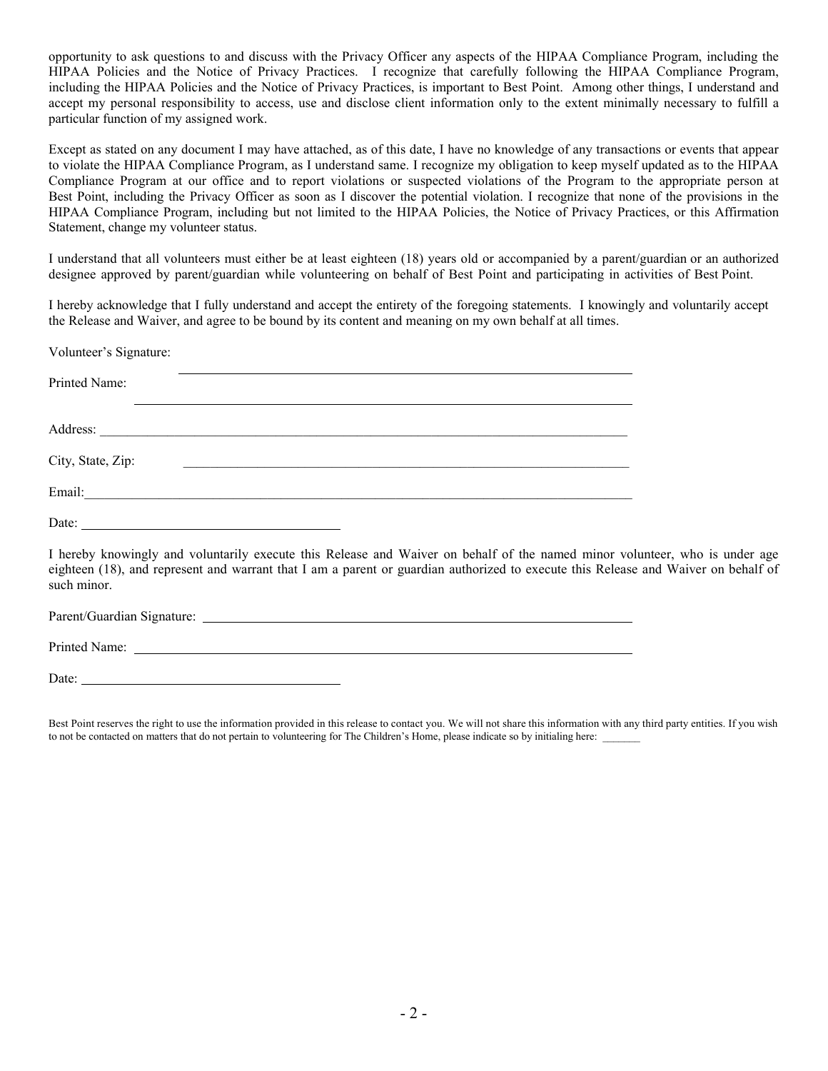opportunity to ask questions to and discuss with the Privacy Officer any aspects of the HIPAA Compliance Program, including the HIPAA Policies and the Notice of Privacy Practices. I recognize that carefully following the HIPAA Compliance Program, including the HIPAA Policies and the Notice of Privacy Practices, is important to Best Point. Among other things, I understand and accept my personal responsibility to access, use and disclose client information only to the extent minimally necessary to fulfill a particular function of my assigned work.

Except as stated on any document I may have attached, as of this date, I have no knowledge of any transactions or events that appear to violate the HIPAA Compliance Program, as I understand same. I recognize my obligation to keep myself updated as to the HIPAA Compliance Program at our office and to report violations or suspected violations of the Program to the appropriate person at Best Point, including the Privacy Officer as soon as I discover the potential violation. I recognize that none of the provisions in the HIPAA Compliance Program, including but not limited to the HIPAA Policies, the Notice of Privacy Practices, or this Affirmation Statement, change my volunteer status.

I understand that all volunteers must either be at least eighteen (18) years old or accompanied by a parent/guardian or an authorized designee approved by parent/guardian while volunteering on behalf of Best Point and participating in activities of Best Point.

I hereby acknowledge that I fully understand and accept the entirety of the foregoing statements. I knowingly and voluntarily accept the Release and Waiver, and agree to be bound by its content and meaning on my own behalf at all times.

Volunteer's Signature: ______________________________

Printed Name: ______________________________

Address: ______________________________

City, State, Zip: ______________________________

Email: ______________________________

Date: ______________________________

I hereby knowingly and voluntarily execute this Release and Waiver on behalf of the named minor volunteer, who is under age eighteen (18), and represent and warrant that I am a parent or guardian authorized to execute this Release and Waiver on behalf of such minor.

Parent/Guardian Signature: ______________________________

Printed Name: ______________________________

Date: ______________________________

Best Point reserves the right to use the information provided in this release to contact you. We will not share this information with any third party entities. If you wish to not be contacted on matters that do not pertain to volunteering for The Children's Home, please indicate so by initialing here: _______